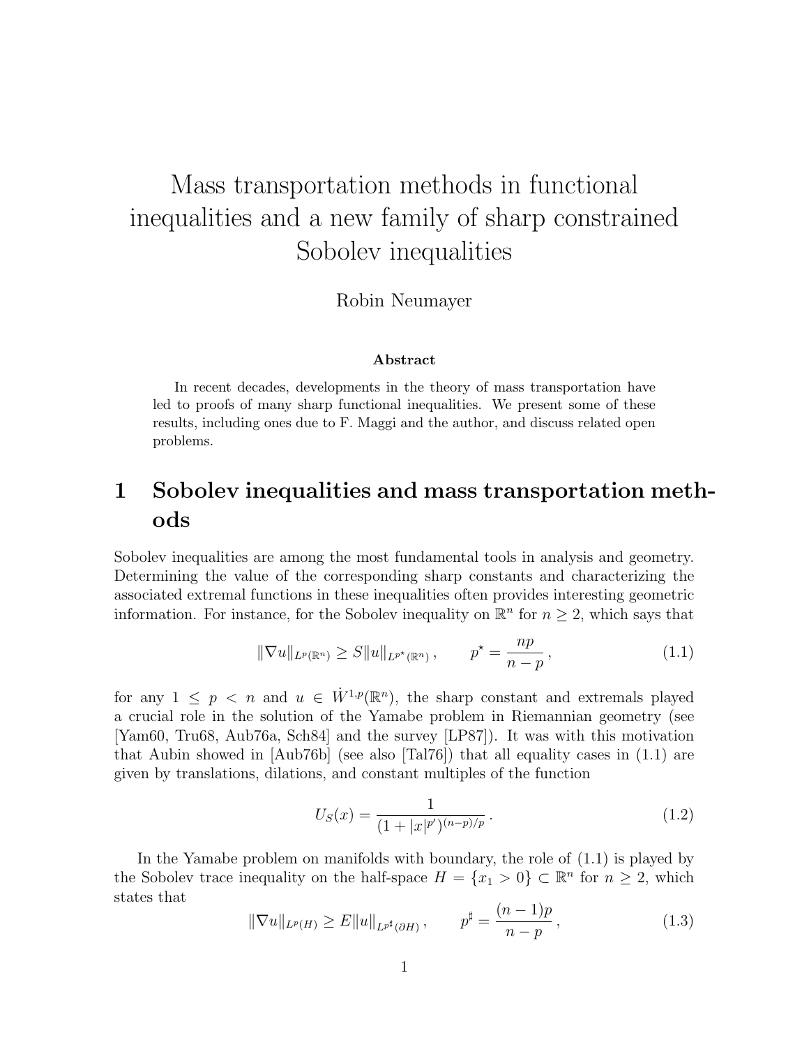# Mass transportation methods in functional inequalities and a new family of sharp constrained Sobolev inequalities

Robin Neumayer

**Abstract**

In recent decades, developments in the theory of mass transportation have led to proofs of many sharp functional inequalities. We present some of these results, including ones due to F. Maggi and the author, and discuss related open problems.

## 1 Sobolev inequalities and mass transportation methods

Sobolev inequalities are among the most fundamental tools in analysis and geometry. Determining the value of the corresponding sharp constants and characterizing the associated extremal functions in these inequalities often provides interesting geometric information. For instance, for the Sobolev inequality on $\mathbb{R}^n$ for $n \geq 2$, which says that

$$\|\nabla u\|_{L^p(\mathbb{R}^n)} \geq S\|u\|_{L^{p^\star}(\mathbb{R}^n)}\,, \qquad p^\star = \frac{np}{n-p}\,, \tag{1.1}$$

for any $1 \leq p < n$ and $u \in \dot{W}^{1,p}(\mathbb{R}^n)$, the sharp constant and extremals played a crucial role in the solution of the Yamabe problem in Riemannian geometry (see [Yam60, Tru68, Aub76a, Sch84] and the survey [LP87]). It was with this motivation that Aubin showed in [Aub76b] (see also [Tal76]) that all equality cases in (1.1) are given by translations, dilations, and constant multiples of the function

$$U_S(x) = \frac{1}{(1+|x|^{p'})^{(n-p)/p}}\,. \tag{1.2}$$

In the Yamabe problem on manifolds with boundary, the role of (1.1) is played by the Sobolev trace inequality on the half-space $H = \{x_1 > 0\} \subset \mathbb{R}^n$ for $n \geq 2$, which states that

$$\|\nabla u\|_{L^p(H)} \geq E\|u\|_{L^{p^\sharp}(\partial H)}\,, \qquad p^\sharp = \frac{(n-1)p}{n-p}\,, \tag{1.3}$$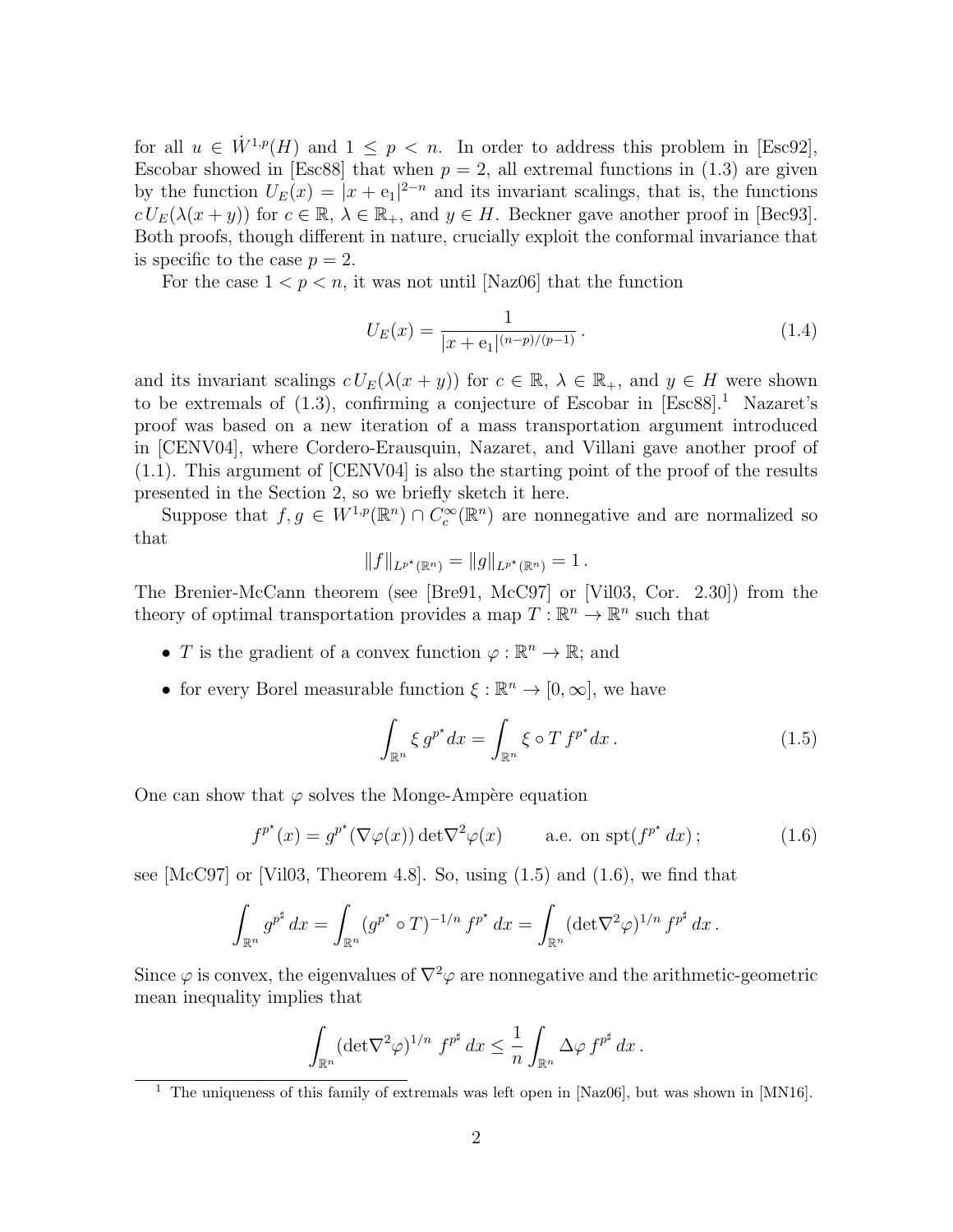for all $u \in \dot W^{1,p}(H)$ and $1 \le p < n$. In order to address this problem in [Esc92], Escobar showed in [Esc88] that when $p = 2$, all extremal functions in (1.3) are given by the function $U_E(x) = |x + \mathrm{e}_1|^{2-n}$ and its invariant scalings, that is, the functions $c\, U_E(\lambda(x + y))$ for $c \in \mathbb{R}$, $\lambda \in \mathbb{R}_+$, and $y \in H$. Beckner gave another proof in [Bec93]. Both proofs, though different in nature, crucially exploit the conformal invariance that is specific to the case $p = 2$.

For the case $1 < p < n$, it was not until [Naz06] that the function

$$U_E(x) = \frac{1}{|x + \mathrm{e}_1|^{(n-p)/(p-1)}} \,. \tag{1.4}$$

and its invariant scalings $c\, U_E(\lambda(x + y))$ for $c \in \mathbb{R}$, $\lambda \in \mathbb{R}_+$, and $y \in H$ were shown to be extremals of (1.3), confirming a conjecture of Escobar in [Esc88].[1] Nazaret's proof was based on a new iteration of a mass transportation argument introduced in [CENV04], where Cordero-Erausquin, Nazaret, and Villani gave another proof of (1.1). This argument of [CENV04] is also the starting point of the proof of the results presented in the Section 2, so we briefly sketch it here.

Suppose that $f, g \in W^{1,p}(\mathbb{R}^n) \cap C_c^\infty(\mathbb{R}^n)$ are nonnegative and are normalized so that

$$\|f\|_{L^{p^\star}(\mathbb{R}^n)} = \|g\|_{L^{p^\star}(\mathbb{R}^n)} = 1\,.$$

The Brenier-McCann theorem (see [Bre91, McC97] or [Vil03, Cor. 2.30]) from the theory of optimal transportation provides a map $T : \mathbb{R}^n \to \mathbb{R}^n$ such that

- $T$ is the gradient of a convex function $\varphi : \mathbb{R}^n \to \mathbb{R}$; and
- for every Borel measurable function $\xi : \mathbb{R}^n \to [0, \infty]$, we have

$$\int_{\mathbb{R}^n} \xi\, g^{p^\star} dx = \int_{\mathbb{R}^n} \xi \circ T\, f^{p^\star} dx\,. \tag{1.5}$$

One can show that $\varphi$ solves the Monge-Ampère equation

$$f^{p^\star}(x) = g^{p^\star}(\nabla\varphi(x)) \det\nabla^2\varphi(x) \qquad \text{a.e. on } \operatorname{spt}(f^{p^\star}\, dx)\,; \tag{1.6}$$

see [McC97] or [Vil03, Theorem 4.8]. So, using (1.5) and (1.6), we find that

$$\int_{\mathbb{R}^n} g^{p^\sharp}\, dx = \int_{\mathbb{R}^n} (g^{p^\star} \circ T)^{-1/n} f^{p^\star}\, dx = \int_{\mathbb{R}^n} (\det\nabla^2\varphi)^{1/n} f^{p^\sharp}\, dx\,.$$

Since $\varphi$ is convex, the eigenvalues of $\nabla^2\varphi$ are nonnegative and the arithmetic-geometric mean inequality implies that

$$\int_{\mathbb{R}^n} (\det\nabla^2\varphi)^{1/n}\; f^{p^\sharp}\, dx \le \frac{1}{n} \int_{\mathbb{R}^n} \Delta\varphi\, f^{p^\sharp}\, dx\,.$$

[1] The uniqueness of this family of extremals was left open in [Naz06], but was shown in [MN16].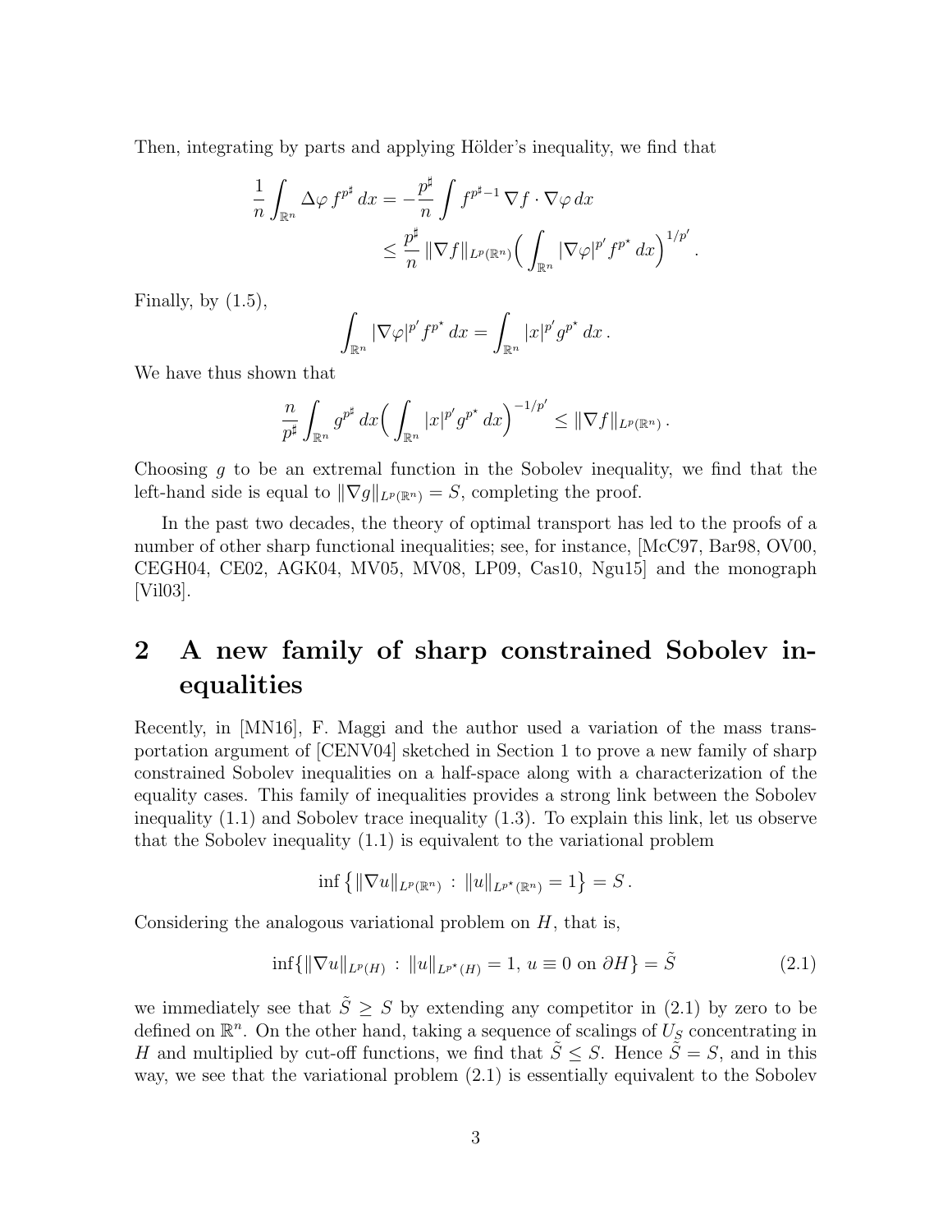Then, integrating by parts and applying Hölder's inequality, we find that

$$
\begin{aligned}
\frac{1}{n}\int_{\mathbb{R}^n} \Delta\varphi\, f^{p^\sharp}\,dx &= -\frac{p^\sharp}{n}\int f^{p^\sharp-1}\,\nabla f\cdot\nabla\varphi\,dx \\
&\leq \frac{p^\sharp}{n}\,\|\nabla f\|_{L^p(\mathbb{R}^n)}\Big(\int_{\mathbb{R}^n} |\nabla\varphi|^{p'} f^{p^\star}\,dx\Big)^{1/p'}.
\end{aligned}
$$

Finally, by (1.5),

$$
\int_{\mathbb{R}^n} |\nabla\varphi|^{p'} f^{p^\star}\,dx = \int_{\mathbb{R}^n} |x|^{p'} g^{p^\star}\,dx\,.
$$

We have thus shown that

$$
\frac{n}{p^\sharp}\int_{\mathbb{R}^n} g^{p^\sharp}\,dx\Big(\int_{\mathbb{R}^n} |x|^{p'} g^{p^\star}\,dx\Big)^{-1/p'} \leq \|\nabla f\|_{L^p(\mathbb{R}^n)}\,.
$$

Choosing $g$ to be an extremal function in the Sobolev inequality, we find that the left-hand side is equal to $\|\nabla g\|_{L^p(\mathbb{R}^n)} = S$, completing the proof.

In the past two decades, the theory of optimal transport has led to the proofs of a number of other sharp functional inequalities; see, for instance, [McC97, Bar98, OV00, CEGH04, CE02, AGK04, MV05, MV08, LP09, Cas10, Ngu15] and the monograph [Vil03].

## 2 A new family of sharp constrained Sobolev inequalities

Recently, in [MN16], F. Maggi and the author used a variation of the mass transportation argument of [CENV04] sketched in Section 1 to prove a new family of sharp constrained Sobolev inequalities on a half-space along with a characterization of the equality cases. This family of inequalities provides a strong link between the Sobolev inequality (1.1) and Sobolev trace inequality (1.3). To explain this link, let us observe that the Sobolev inequality (1.1) is equivalent to the variational problem

$$
\inf\big\{\|\nabla u\|_{L^p(\mathbb{R}^n)} \,:\, \|u\|_{L^{p^\star}(\mathbb{R}^n)} = 1\big\} = S\,.
$$

Considering the analogous variational problem on $H$, that is,

$$
\inf\{\|\nabla u\|_{L^p(H)} \,:\, \|u\|_{L^{p^\star}(H)} = 1,\, u\equiv 0 \text{ on } \partial H\} = \tilde{S} \tag{2.1}
$$

we immediately see that $\tilde{S} \geq S$ by extending any competitor in (2.1) by zero to be defined on $\mathbb{R}^n$. On the other hand, taking a sequence of scalings of $U_S$ concentrating in $H$ and multiplied by cut-off functions, we find that $\tilde{S} \leq S$. Hence $\tilde{S} = S$, and in this way, we see that the variational problem (2.1) is essentially equivalent to the Sobolev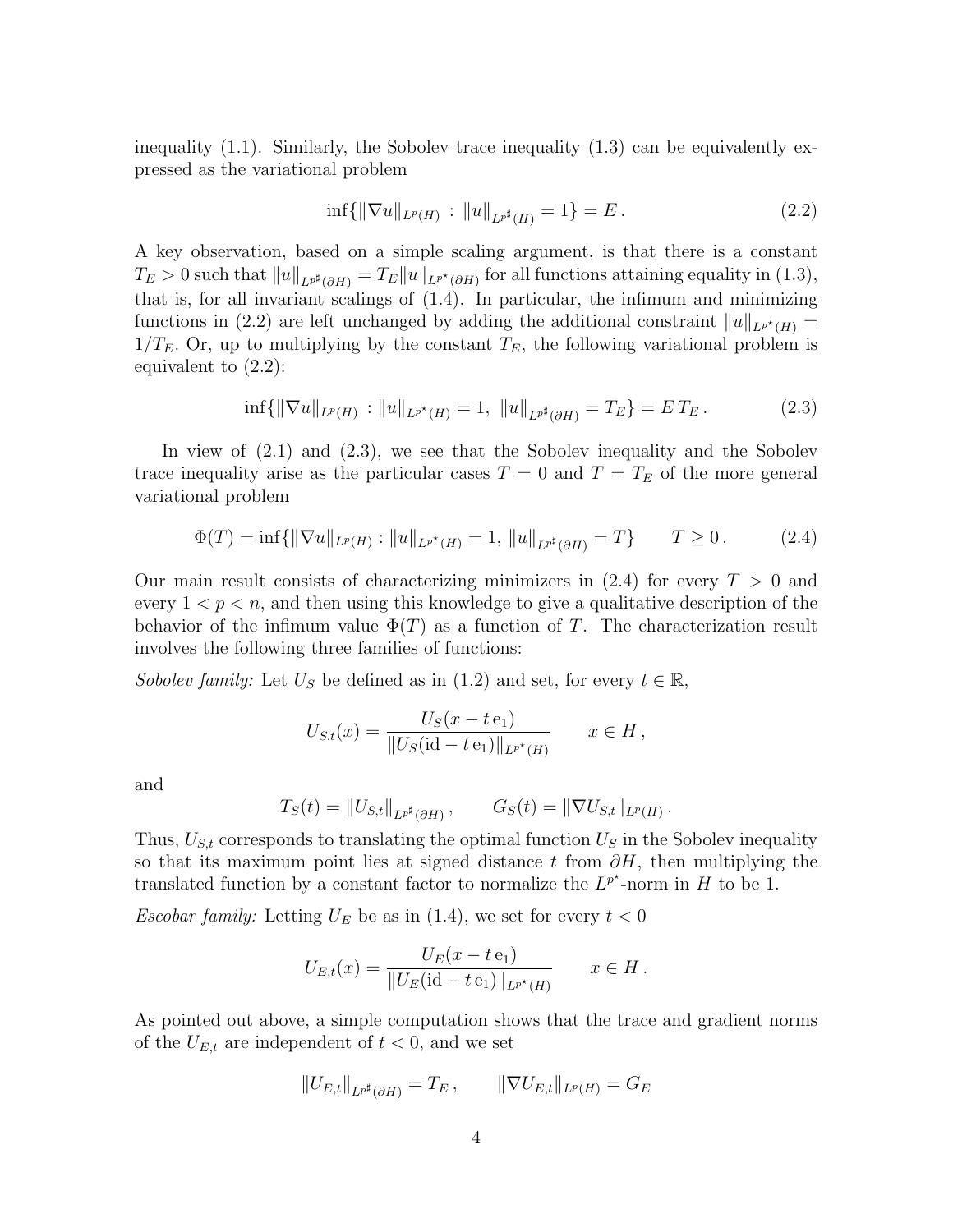inequality (1.1). Similarly, the Sobolev trace inequality (1.3) can be equivalently expressed as the variational problem

$$\inf\{\|\nabla u\|_{L^p(H)} \,:\, \|u\|_{L^{p^\sharp}(H)} = 1\} = E\,. \tag{2.2}$$

A key observation, based on a simple scaling argument, is that there is a constant $T_E > 0$ such that $\|u\|_{L^{p^\sharp}(\partial H)} = T_E \|u\|_{L^{p^\star}(\partial H)}$ for all functions attaining equality in (1.3), that is, for all invariant scalings of (1.4). In particular, the infimum and minimizing functions in (2.2) are left unchanged by adding the additional constraint $\|u\|_{L^{p^\star}(H)} = 1/T_E$. Or, up to multiplying by the constant $T_E$, the following variational problem is equivalent to (2.2):

$$\inf\{\|\nabla u\|_{L^p(H)} \,:\, \|u\|_{L^{p^\star}(H)} = 1,\ \|u\|_{L^{p^\sharp}(\partial H)} = T_E\} = E\,T_E\,. \tag{2.3}$$

In view of (2.1) and (2.3), we see that the Sobolev inequality and the Sobolev trace inequality arise as the particular cases $T = 0$ and $T = T_E$ of the more general variational problem

$$\Phi(T) = \inf\{\|\nabla u\|_{L^p(H)} : \|u\|_{L^{p^\star}(H)} = 1,\ \|u\|_{L^{p^\sharp}(\partial H)} = T\} \qquad T \geq 0\,. \tag{2.4}$$

Our main result consists of characterizing minimizers in (2.4) for every $T > 0$ and every $1 < p < n$, and then using this knowledge to give a qualitative description of the behavior of the infimum value $\Phi(T)$ as a function of $T$. The characterization result involves the following three families of functions:

*Sobolev family:* Let $U_S$ be defined as in (1.2) and set, for every $t \in \mathbb{R}$,

$$U_{S,t}(x) = \frac{U_S(x - t\,\mathrm{e}_1)}{\|U_S(\mathrm{id} - t\,\mathrm{e}_1)\|_{L^{p^\star}(H)}} \qquad x \in H\,,$$

and

$$T_S(t) = \|U_{S,t}\|_{L^{p^\sharp}(\partial H)}\,, \qquad G_S(t) = \|\nabla U_{S,t}\|_{L^p(H)}\,.$$

Thus, $U_{S,t}$ corresponds to translating the optimal function $U_S$ in the Sobolev inequality so that its maximum point lies at signed distance $t$ from $\partial H$, then multiplying the translated function by a constant factor to normalize the $L^{p^\star}$-norm in $H$ to be 1.

*Escobar family:* Letting $U_E$ be as in (1.4), we set for every $t < 0$

$$U_{E,t}(x) = \frac{U_E(x - t\,\mathrm{e}_1)}{\|U_E(\mathrm{id} - t\,\mathrm{e}_1)\|_{L^{p^\star}(H)}} \qquad x \in H\,.$$

As pointed out above, a simple computation shows that the trace and gradient norms of the $U_{E,t}$ are independent of $t < 0$, and we set

$$\|U_{E,t}\|_{L^{p^\sharp}(\partial H)} = T_E\,, \qquad \|\nabla U_{E,t}\|_{L^p(H)} = G_E$$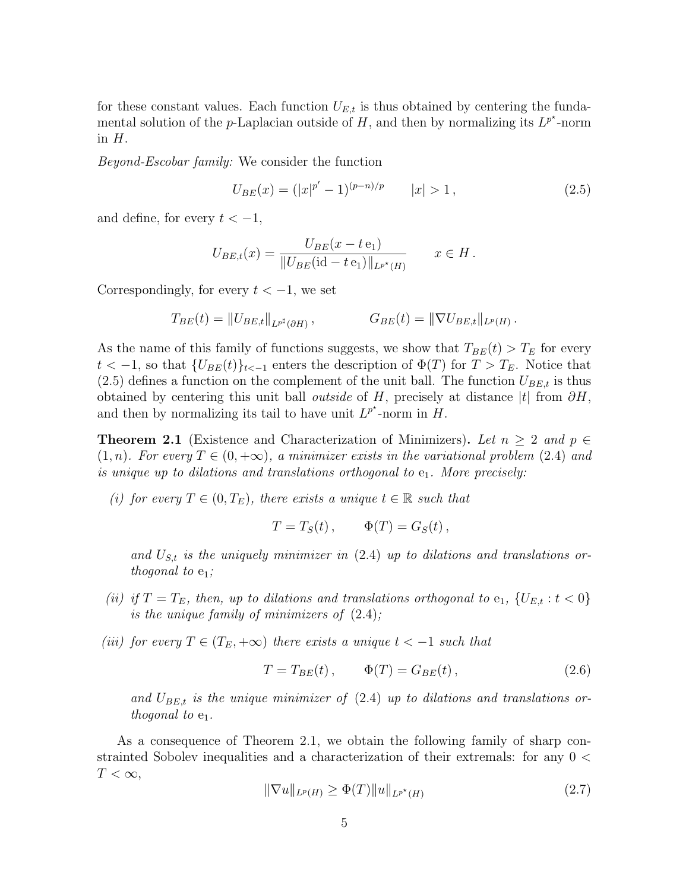for these constant values. Each function $U_{E,t}$ is thus obtained by centering the fundamental solution of the $p$-Laplacian outside of $H$, and then by normalizing its $L^{p^\star}$-norm in $H$.

*Beyond-Escobar family:* We consider the function

$$U_{BE}(x) = (|x|^{p'} - 1)^{(p-n)/p} \qquad |x| > 1\,, \tag{2.5}$$

and define, for every $t < -1$,

$$U_{BE,t}(x) = \frac{U_{BE}(x - t\,\mathrm{e}_1)}{\|U_{BE}(\mathrm{id} - t\,\mathrm{e}_1)\|_{L^{p^\star}(H)}} \qquad x \in H\,.$$

Correspondingly, for every $t < -1$, we set

$$T_{BE}(t) = \|U_{BE,t}\|_{L^{p^\sharp}(\partial H)}\,, \qquad\qquad G_{BE}(t) = \|\nabla U_{BE,t}\|_{L^p(H)}\,.$$

As the name of this family of functions suggests, we show that $T_{BE}(t) > T_E$ for every $t < -1$, so that $\{U_{BE}(t)\}_{t<-1}$ enters the description of $\Phi(T)$ for $T > T_E$. Notice that (2.5) defines a function on the complement of the unit ball. The function $U_{BE,t}$ is thus obtained by centering this unit ball *outside* of $H$, precisely at distance $|t|$ from $\partial H$, and then by normalizing its tail to have unit $L^{p^\star}$-norm in $H$.

**Theorem 2.1** (Existence and Characterization of Minimizers)**.** *Let $n \geq 2$ and $p \in (1, n)$. For every $T \in (0, +\infty)$, a minimizer exists in the variational problem (2.4) and is unique up to dilations and translations orthogonal to $\mathrm{e}_1$. More precisely:*

*(i) for every $T \in (0, T_E)$, there exists a unique $t \in \mathbb{R}$ such that*

$$T = T_S(t)\,, \qquad \Phi(T) = G_S(t)\,,$$

*and $U_{S,t}$ is the uniquely minimizer in (2.4) up to dilations and translations orthogonal to $\mathrm{e}_1$;*

*(ii) if $T = T_E$, then, up to dilations and translations orthogonal to $\mathrm{e}_1$, $\{U_{E,t} : t < 0\}$ is the unique family of minimizers of (2.4);*

*(iii) for every $T \in (T_E, +\infty)$ there exists a unique $t < -1$ such that*

$$T = T_{BE}(t)\,, \qquad \Phi(T) = G_{BE}(t)\,, \tag{2.6}$$

*and $U_{BE,t}$ is the unique minimizer of (2.4) up to dilations and translations orthogonal to $\mathrm{e}_1$.*

As a consequence of Theorem 2.1, we obtain the following family of sharp constrainted Sobolev inequalities and a characterization of their extremals: for any $0 < T < \infty$,

$$\|\nabla u\|_{L^p(H)} \geq \Phi(T)\|u\|_{L^{p^\star}(H)} \tag{2.7}$$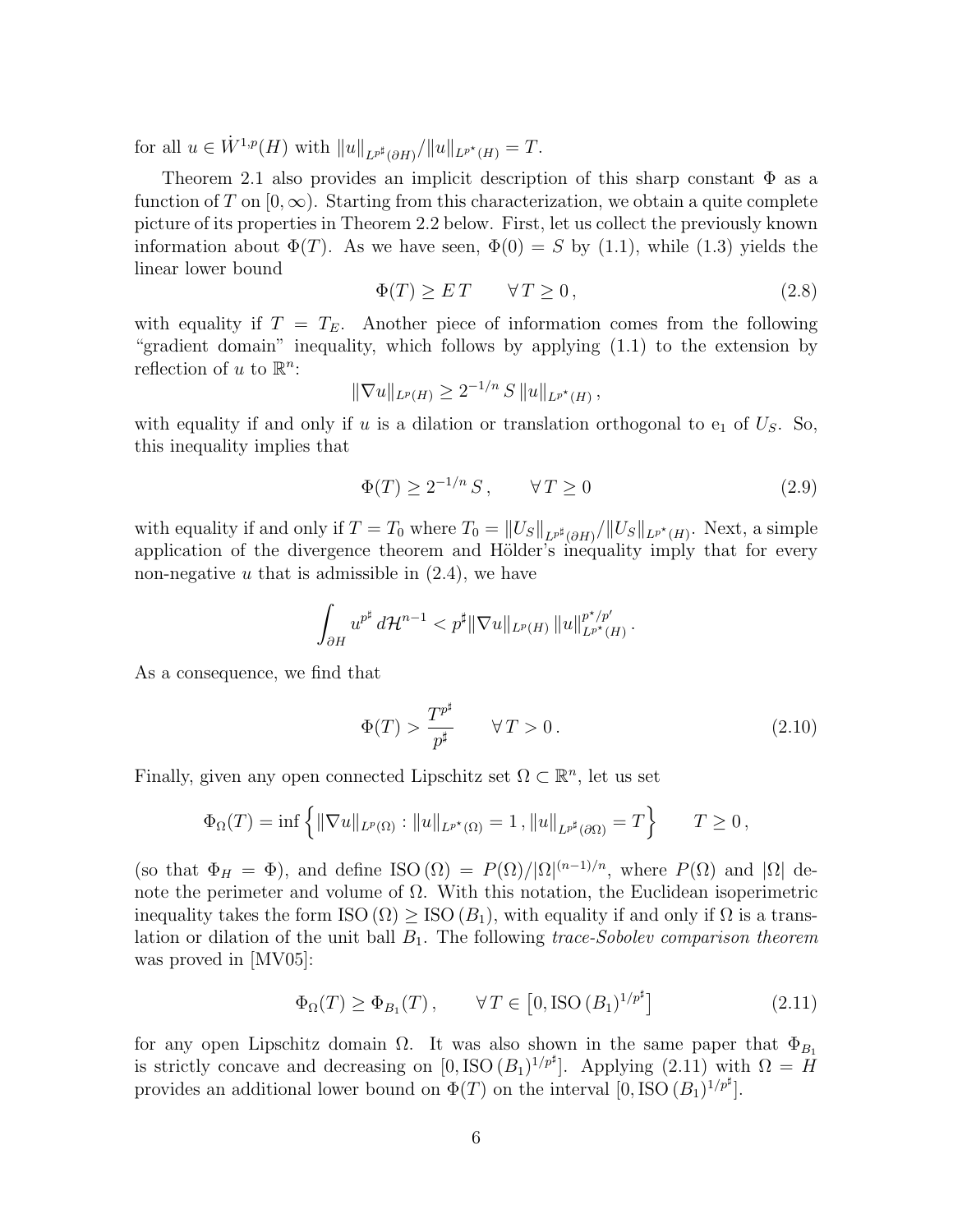for all $u \in \dot W^{1,p}(H)$ with $\|u\|_{L^{p^\sharp}(\partial H)}/\|u\|_{L^{p^\star}(H)} = T$.

Theorem 2.1 also provides an implicit description of this sharp constant $\Phi$ as a function of $T$ on $[0,\infty)$. Starting from this characterization, we obtain a quite complete picture of its properties in Theorem 2.2 below. First, let us collect the previously known information about $\Phi(T)$. As we have seen, $\Phi(0) = S$ by (1.1), while (1.3) yields the linear lower bound

$$\Phi(T) \geq E\,T \qquad \forall\, T \geq 0\,, \tag{2.8}$$

with equality if $T = T_E$. Another piece of information comes from the following "gradient domain" inequality, which follows by applying (1.1) to the extension by reflection of $u$ to $\mathbb{R}^n$:

$$\|\nabla u\|_{L^p(H)} \geq 2^{-1/n}\, S\, \|u\|_{L^{p^\star}(H)}\,,$$

with equality if and only if $u$ is a dilation or translation orthogonal to $\mathrm{e}_1$ of $U_S$. So, this inequality implies that

$$\Phi(T) \geq 2^{-1/n}\, S\,, \qquad \forall\, T \geq 0 \tag{2.9}$$

with equality if and only if $T = T_0$ where $T_0 = \|U_S\|_{L^{p^\sharp}(\partial H)}/\|U_S\|_{L^{p^\star}(H)}$. Next, a simple application of the divergence theorem and Hölder's inequality imply that for every non-negative $u$ that is admissible in (2.4), we have

$$\int_{\partial H} u^{p^\sharp}\, d\mathcal{H}^{n-1} < p^\sharp \|\nabla u\|_{L^p(H)}\, \|u\|_{L^{p^\star}(H)}^{p^\star/p'}\,.$$

As a consequence, we find that

$$\Phi(T) > \frac{T^{p^\sharp}}{p^\sharp} \qquad \forall\, T > 0\,. \tag{2.10}$$

Finally, given any open connected Lipschitz set $\Omega \subset \mathbb{R}^n$, let us set

$$\Phi_\Omega(T) = \inf\left\{ \|\nabla u\|_{L^p(\Omega)} : \|u\|_{L^{p^\star}(\Omega)} = 1\,, \|u\|_{L^{p^\sharp}(\partial\Omega)} = T \right\} \qquad T \geq 0\,,$$

(so that $\Phi_H = \Phi$), and define $\mathrm{ISO}\,(\Omega) = P(\Omega)/|\Omega|^{(n-1)/n}$, where $P(\Omega)$ and $|\Omega|$ denote the perimeter and volume of $\Omega$. With this notation, the Euclidean isoperimetric inequality takes the form $\mathrm{ISO}\,(\Omega) \geq \mathrm{ISO}\,(B_1)$, with equality if and only if $\Omega$ is a translation or dilation of the unit ball $B_1$. The following *trace-Sobolev comparison theorem* was proved in [MV05]:

$$\Phi_\Omega(T) \geq \Phi_{B_1}(T)\,, \qquad \forall\, T \in \left[0, \mathrm{ISO}\,(B_1)^{1/p^\sharp}\right] \tag{2.11}$$

for any open Lipschitz domain $\Omega$. It was also shown in the same paper that $\Phi_{B_1}$ is strictly concave and decreasing on $[0, \mathrm{ISO}\,(B_1)^{1/p^\sharp}]$. Applying (2.11) with $\Omega = H$ provides an additional lower bound on $\Phi(T)$ on the interval $[0, \mathrm{ISO}\,(B_1)^{1/p^\sharp}]$.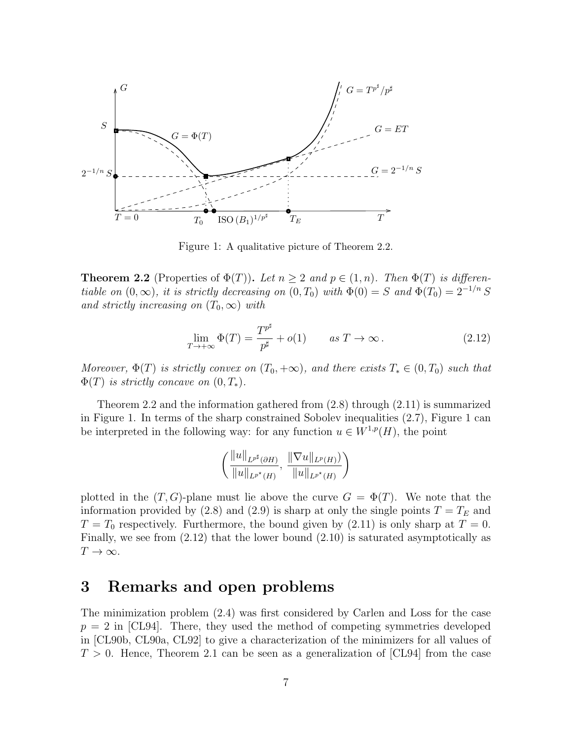Figure 1: A qualitative picture of Theorem 2.2.

**Theorem 2.2** (Properties of $\Phi(T)$)**.** *Let $n \geq 2$ and $p \in (1, n)$. Then $\Phi(T)$ is differentiable on $(0, \infty)$, it is strictly decreasing on $(0, T_0)$ with $\Phi(0) = S$ and $\Phi(T_0) = 2^{-1/n} S$ and strictly increasing on $(T_0, \infty)$ with*

$$\lim_{T \to +\infty} \Phi(T) = \frac{T^{p^\sharp}}{p^\sharp} + o(1) \qquad \text{as } T \to \infty\,. \tag{2.12}$$

*Moreover, $\Phi(T)$ is strictly convex on $(T_0, +\infty)$, and there exists $T_* \in (0, T_0)$ such that $\Phi(T)$ is strictly concave on $(0, T_*)$.*

Theorem 2.2 and the information gathered from (2.8) through (2.11) is summarized in Figure 1. In terms of the sharp constrained Sobolev inequalities (2.7), Figure 1 can be interpreted in the following way: for any function $u \in W^{1,p}(H)$, the point

$$\left( \frac{\|u\|_{L^{p^\sharp}(\partial H)}}{\|u\|_{L^{p^\star}(H)}}, \frac{\|\nabla u\|_{L^p(H)}}{\|u\|_{L^{p^\star}(H)}} \right)$$

plotted in the $(T, G)$-plane must lie above the curve $G = \Phi(T)$. We note that the information provided by (2.8) and (2.9) is sharp at only the single points $T = T_E$ and $T = T_0$ respectively. Furthermore, the bound given by (2.11) is only sharp at $T = 0$. Finally, we see from (2.12) that the lower bound (2.10) is saturated asymptotically as $T \to \infty$.

# 3 Remarks and open problems

The minimization problem (2.4) was first considered by Carlen and Loss for the case $p = 2$ in [CL94]. There, they used the method of competing symmetries developed in [CL90b, CL90a, CL92] to give a characterization of the minimizers for all values of $T > 0$. Hence, Theorem 2.1 can be seen as a generalization of [CL94] from the case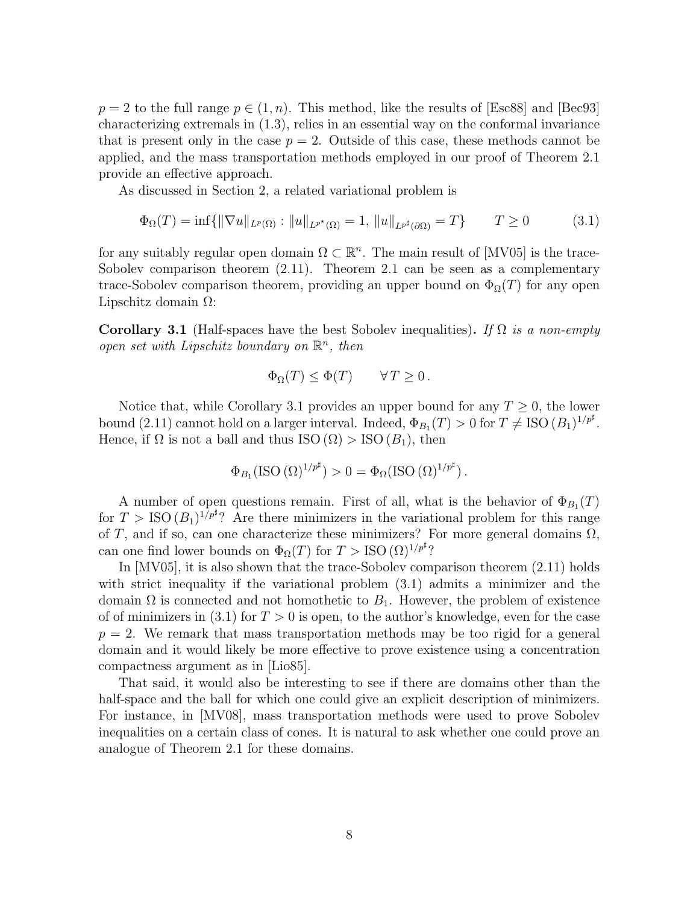$p = 2$ to the full range $p \in (1, n)$. This method, like the results of [Esc88] and [Bec93] characterizing extremals in (1.3), relies in an essential way on the conformal invariance that is present only in the case $p = 2$. Outside of this case, these methods cannot be applied, and the mass transportation methods employed in our proof of Theorem 2.1 provide an effective approach.

As discussed in Section 2, a related variational problem is

$$\Phi_\Omega(T) = \inf\{\|\nabla u\|_{L^p(\Omega)} : \|u\|_{L^{p^\star}(\Omega)} = 1,\ \|u\|_{L^{p^\sharp}(\partial\Omega)} = T\} \qquad T \geq 0 \tag{3.1}$$

for any suitably regular open domain $\Omega \subset \mathbb{R}^n$. The main result of [MV05] is the trace-Sobolev comparison theorem (2.11). Theorem 2.1 can be seen as a complementary trace-Sobolev comparison theorem, providing an upper bound on $\Phi_\Omega(T)$ for any open Lipschitz domain $\Omega$:

**Corollary 3.1** (Half-spaces have the best Sobolev inequalities)**.** *If $\Omega$ is a non-empty open set with Lipschitz boundary on $\mathbb{R}^n$, then*

$$\Phi_\Omega(T) \leq \Phi(T) \qquad \forall\, T \geq 0\,.$$

Notice that, while Corollary 3.1 provides an upper bound for any $T \geq 0$, the lower bound (2.11) cannot hold on a larger interval. Indeed, $\Phi_{B_1}(T) > 0$ for $T \neq \mathrm{ISO}\,(B_1)^{1/p^\sharp}$. Hence, if $\Omega$ is not a ball and thus $\mathrm{ISO}\,(\Omega) > \mathrm{ISO}\,(B_1)$, then

$$\Phi_{B_1}(\mathrm{ISO}\,(\Omega)^{1/p^\sharp}) > 0 = \Phi_\Omega(\mathrm{ISO}\,(\Omega)^{1/p^\sharp})\,.$$

A number of open questions remain. First of all, what is the behavior of $\Phi_{B_1}(T)$ for $T > \mathrm{ISO}\,(B_1)^{1/p^\sharp}$? Are there minimizers in the variational problem for this range of $T$, and if so, can one characterize these minimizers? For more general domains $\Omega$, can one find lower bounds on $\Phi_\Omega(T)$ for $T > \mathrm{ISO}\,(\Omega)^{1/p^\sharp}$?

In [MV05], it is also shown that the trace-Sobolev comparison theorem (2.11) holds with strict inequality if the variational problem (3.1) admits a minimizer and the domain $\Omega$ is connected and not homothetic to $B_1$. However, the problem of existence of of minimizers in (3.1) for $T > 0$ is open, to the author's knowledge, even for the case $p = 2$. We remark that mass transportation methods may be too rigid for a general domain and it would likely be more effective to prove existence using a concentration compactness argument as in [Lio85].

That said, it would also be interesting to see if there are domains other than the half-space and the ball for which one could give an explicit description of minimizers. For instance, in [MV08], mass transportation methods were used to prove Sobolev inequalities on a certain class of cones. It is natural to ask whether one could prove an analogue of Theorem 2.1 for these domains.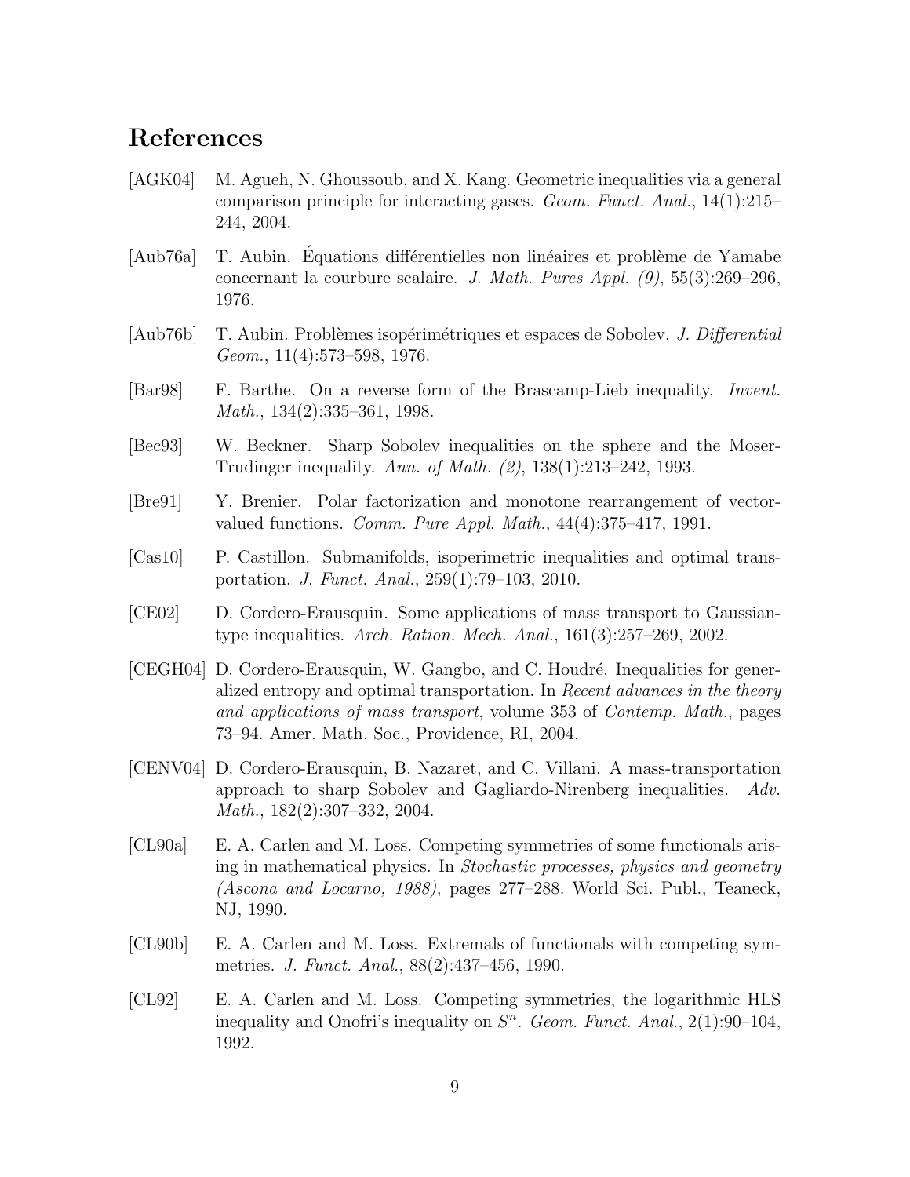# References

[AGK04] M. Agueh, N. Ghoussoub, and X. Kang. Geometric inequalities via a general comparison principle for interacting gases. *Geom. Funct. Anal.*, 14(1):215–244, 2004.

[Aub76a] T. Aubin. Équations différentielles non linéaires et problème de Yamabe concernant la courbure scalaire. *J. Math. Pures Appl. (9)*, 55(3):269–296, 1976.

[Aub76b] T. Aubin. Problèmes isopérimétriques et espaces de Sobolev. *J. Differential Geom.*, 11(4):573–598, 1976.

[Bar98] F. Barthe. On a reverse form of the Brascamp-Lieb inequality. *Invent. Math.*, 134(2):335–361, 1998.

[Bec93] W. Beckner. Sharp Sobolev inequalities on the sphere and the Moser-Trudinger inequality. *Ann. of Math. (2)*, 138(1):213–242, 1993.

[Bre91] Y. Brenier. Polar factorization and monotone rearrangement of vector-valued functions. *Comm. Pure Appl. Math.*, 44(4):375–417, 1991.

[Cas10] P. Castillon. Submanifolds, isoperimetric inequalities and optimal transportation. *J. Funct. Anal.*, 259(1):79–103, 2010.

[CE02] D. Cordero-Erausquin. Some applications of mass transport to Gaussian-type inequalities. *Arch. Ration. Mech. Anal.*, 161(3):257–269, 2002.

[CEGH04] D. Cordero-Erausquin, W. Gangbo, and C. Houdré. Inequalities for generalized entropy and optimal transportation. In *Recent advances in the theory and applications of mass transport*, volume 353 of *Contemp. Math.*, pages 73–94. Amer. Math. Soc., Providence, RI, 2004.

[CENV04] D. Cordero-Erausquin, B. Nazaret, and C. Villani. A mass-transportation approach to sharp Sobolev and Gagliardo-Nirenberg inequalities. *Adv. Math.*, 182(2):307–332, 2004.

[CL90a] E. A. Carlen and M. Loss. Competing symmetries of some functionals arising in mathematical physics. In *Stochastic processes, physics and geometry (Ascona and Locarno, 1988)*, pages 277–288. World Sci. Publ., Teaneck, NJ, 1990.

[CL90b] E. A. Carlen and M. Loss. Extremals of functionals with competing symmetries. *J. Funct. Anal.*, 88(2):437–456, 1990.

[CL92] E. A. Carlen and M. Loss. Competing symmetries, the logarithmic HLS inequality and Onofri's inequality on $S^n$. *Geom. Funct. Anal.*, 2(1):90–104, 1992.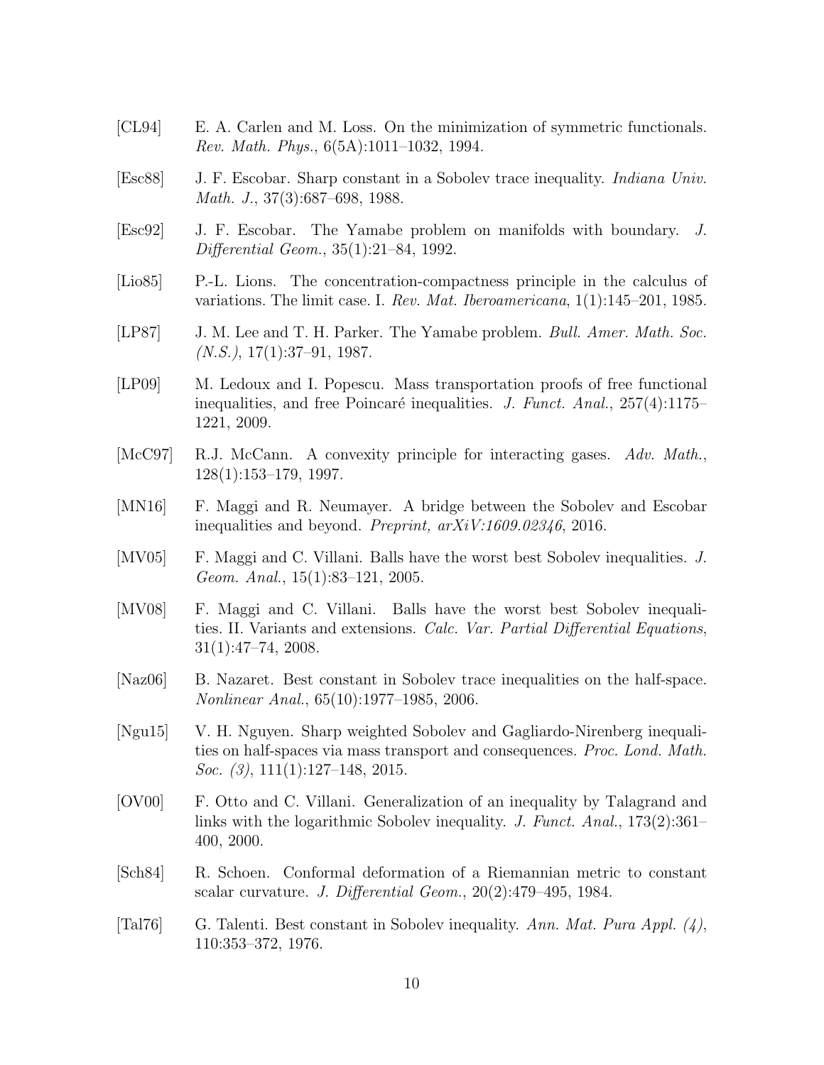[CL94] E. A. Carlen and M. Loss. On the minimization of symmetric functionals. *Rev. Math. Phys.*, 6(5A):1011–1032, 1994.

[Esc88] J. F. Escobar. Sharp constant in a Sobolev trace inequality. *Indiana Univ. Math. J.*, 37(3):687–698, 1988.

[Esc92] J. F. Escobar. The Yamabe problem on manifolds with boundary. *J. Differential Geom.*, 35(1):21–84, 1992.

[Lio85] P.-L. Lions. The concentration-compactness principle in the calculus of variations. The limit case. I. *Rev. Mat. Iberoamericana*, 1(1):145–201, 1985.

[LP87] J. M. Lee and T. H. Parker. The Yamabe problem. *Bull. Amer. Math. Soc. (N.S.)*, 17(1):37–91, 1987.

[LP09] M. Ledoux and I. Popescu. Mass transportation proofs of free functional inequalities, and free Poincaré inequalities. *J. Funct. Anal.*, 257(4):1175–1221, 2009.

[McC97] R.J. McCann. A convexity principle for interacting gases. *Adv. Math.*, 128(1):153–179, 1997.

[MN16] F. Maggi and R. Neumayer. A bridge between the Sobolev and Escobar inequalities and beyond. *Preprint, arXiV:1609.02346*, 2016.

[MV05] F. Maggi and C. Villani. Balls have the worst best Sobolev inequalities. *J. Geom. Anal.*, 15(1):83–121, 2005.

[MV08] F. Maggi and C. Villani. Balls have the worst best Sobolev inequalities. II. Variants and extensions. *Calc. Var. Partial Differential Equations*, 31(1):47–74, 2008.

[Naz06] B. Nazaret. Best constant in Sobolev trace inequalities on the half-space. *Nonlinear Anal.*, 65(10):1977–1985, 2006.

[Ngu15] V. H. Nguyen. Sharp weighted Sobolev and Gagliardo-Nirenberg inequalities on half-spaces via mass transport and consequences. *Proc. Lond. Math. Soc. (3)*, 111(1):127–148, 2015.

[OV00] F. Otto and C. Villani. Generalization of an inequality by Talagrand and links with the logarithmic Sobolev inequality. *J. Funct. Anal.*, 173(2):361–400, 2000.

[Sch84] R. Schoen. Conformal deformation of a Riemannian metric to constant scalar curvature. *J. Differential Geom.*, 20(2):479–495, 1984.

[Tal76] G. Talenti. Best constant in Sobolev inequality. *Ann. Mat. Pura Appl. (4)*, 110:353–372, 1976.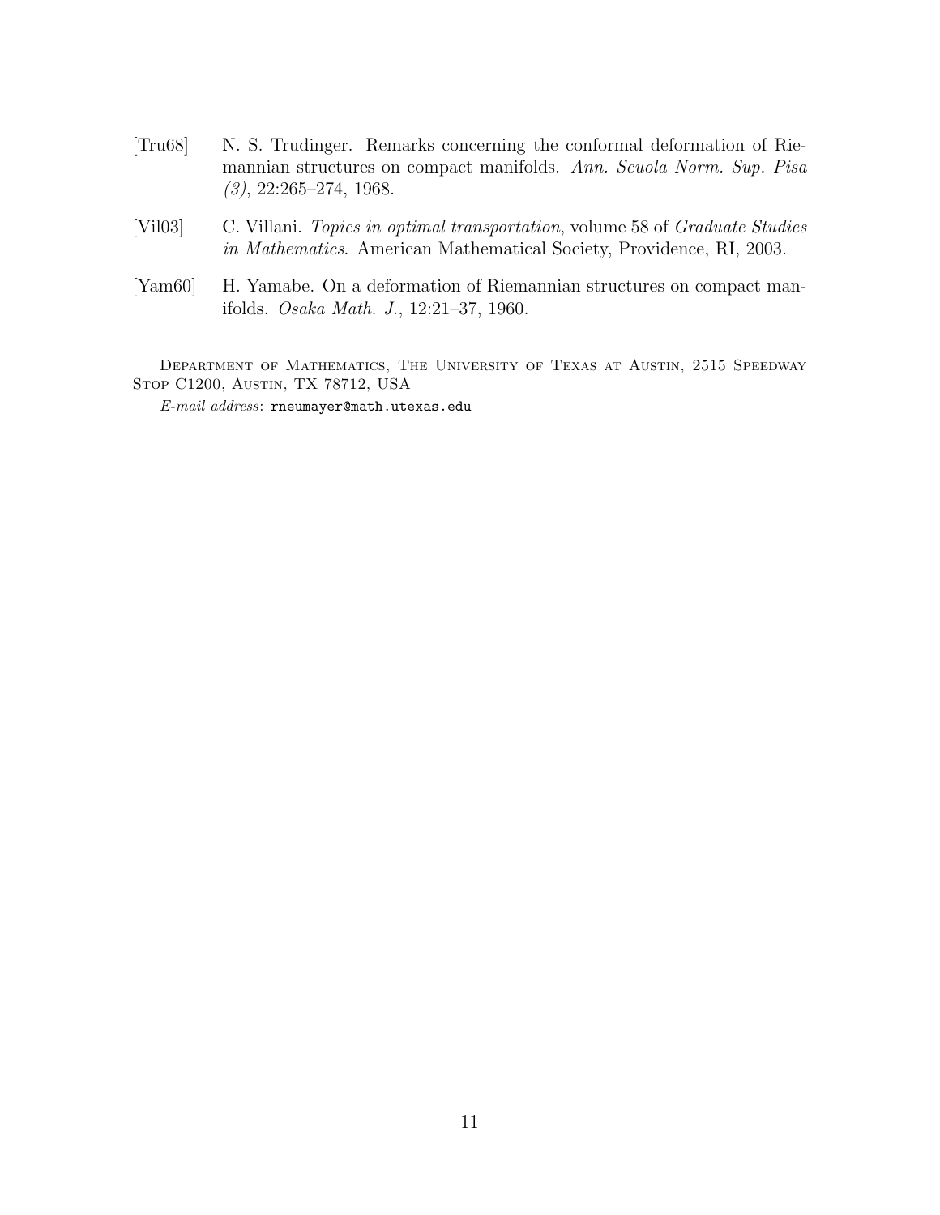[Tru68] N. S. Trudinger. Remarks concerning the conformal deformation of Riemannian structures on compact manifolds. *Ann. Scuola Norm. Sup. Pisa (3)*, 22:265–274, 1968.

[Vil03] C. Villani. *Topics in optimal transportation*, volume 58 of *Graduate Studies in Mathematics*. American Mathematical Society, Providence, RI, 2003.

[Yam60] H. Yamabe. On a deformation of Riemannian structures on compact manifolds. *Osaka Math. J.*, 12:21–37, 1960.

Department of Mathematics, The University of Texas at Austin, 2515 Speedway Stop C1200, Austin, TX 78712, USA

*E-mail address*: rneumayer@math.utexas.edu